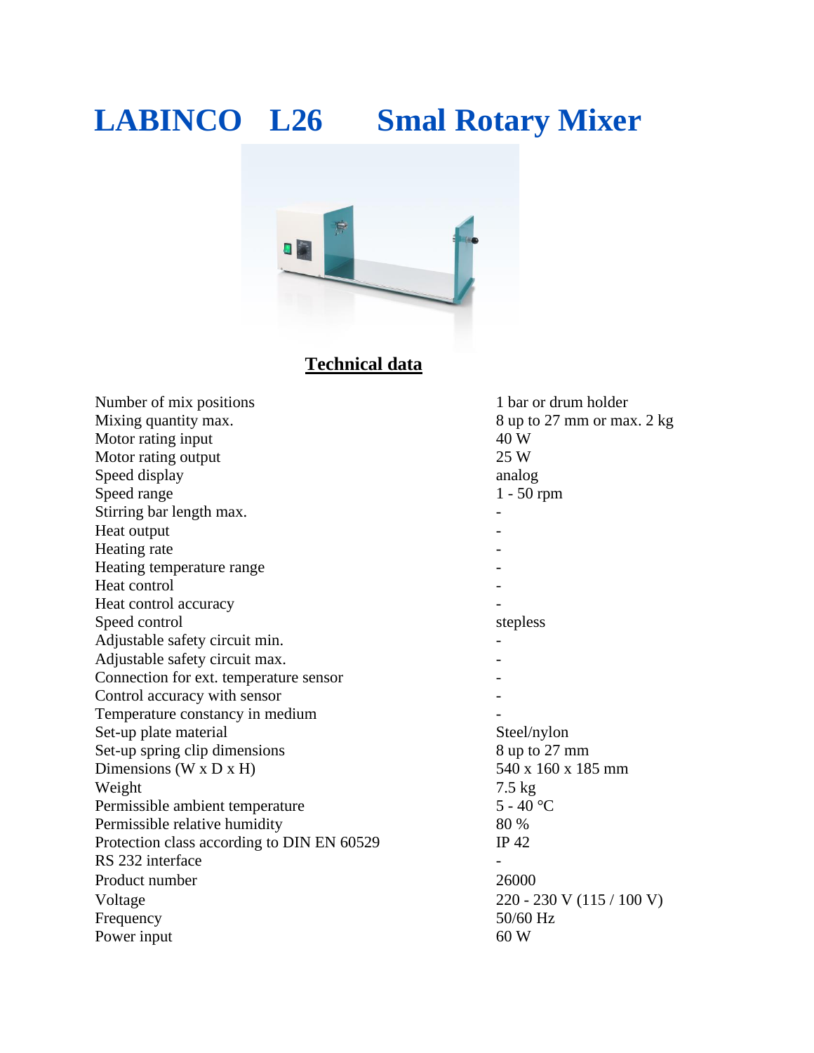# LABINCO L26 Smal Rotary Mixer

## Technical data

| | |
|---|---|
| Number of mix positions | 1 bar or drum holder |
| Mixing quantity max. | 8 up to 27 mm or max. 2 kg |
| Motor rating input | 40 W |
| Motor rating output | 25 W |
| Speed display | analog |
| Speed range | 1 - 50 rpm |
| Stirring bar length max. | - |
| Heat output | - |
| Heating rate | - |
| Heating temperature range | - |
| Heat control | - |
| Heat control accuracy | - |
| Speed control | stepless |
| Adjustable safety circuit min. | - |
| Adjustable safety circuit max. | - |
| Connection for ext. temperature sensor | - |
| Control accuracy with sensor | - |
| Temperature constancy in medium | - |
| Set-up plate material | Steel/nylon |
| Set-up spring clip dimensions | 8 up to 27 mm |
| Dimensions (W x D x H) | 540 x 160 x 185 mm |
| Weight | 7.5 kg |
| Permissible ambient temperature | 5 - 40 °C |
| Permissible relative humidity | 80 % |
| Protection class according to DIN EN 60529 | IP 42 |
| RS 232 interface | - |
| Product number | 26000 |
| Voltage | 220 - 230 V (115 / 100 V) |
| Frequency | 50/60 Hz |
| Power input | 60 W |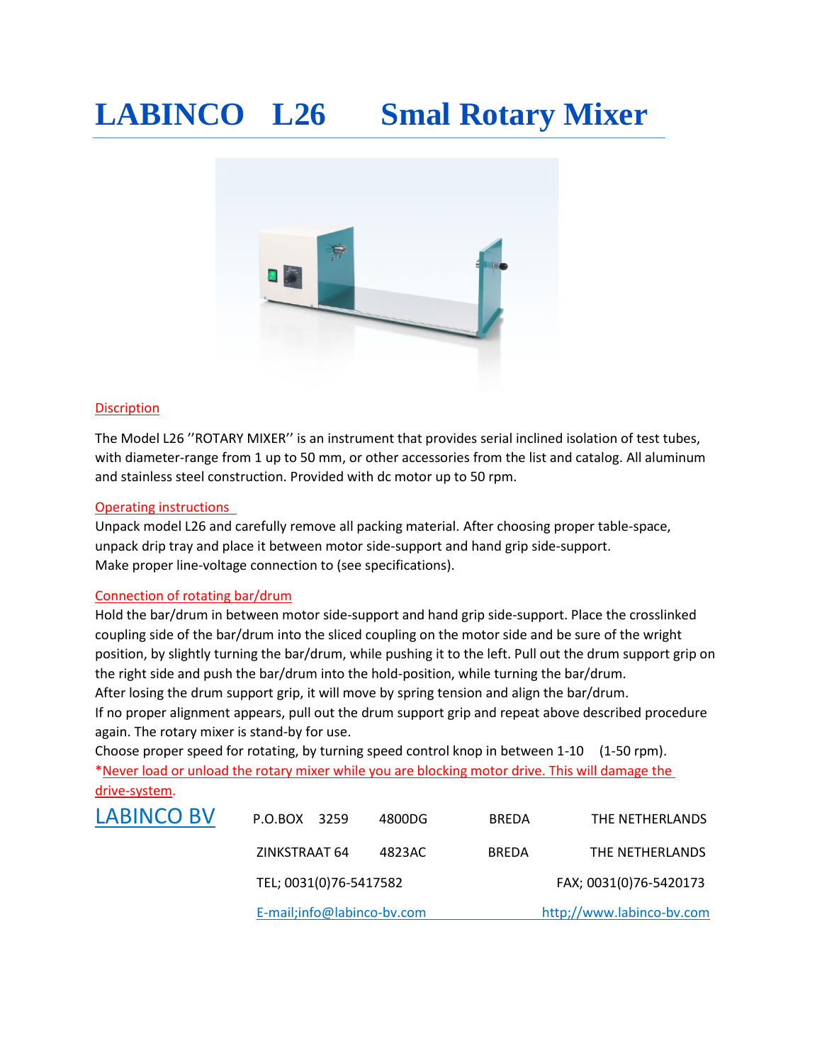# LABINCO L26 Smal Rotary Mixer

Discription

The Model L26 ''ROTARY MIXER'' is an instrument that provides serial inclined isolation of test tubes, with diameter-range from 1 up to 50 mm, or other accessories from the list and catalog. All aluminum and stainless steel construction. Provided with dc motor up to 50 rpm.

Operating instructions

Unpack model L26 and carefully remove all packing material. After choosing proper table-space, unpack drip tray and place it between motor side-support and hand grip side-support.
Make proper line-voltage connection to (see specifications).

Connection of rotating bar/drum

Hold the bar/drum in between motor side-support and hand grip side-support. Place the crosslinked coupling side of the bar/drum into the sliced coupling on the motor side and be sure of the wright position, by slightly turning the bar/drum, while pushing it to the left. Pull out the drum support grip on the right side and push the bar/drum into the hold-position, while turning the bar/drum.
After losing the drum support grip, it will move by spring tension and align the bar/drum.
If no proper alignment appears, pull out the drum support grip and repeat above described procedure again. The rotary mixer is stand-by for use.
Choose proper speed for rotating, by turning speed control knop in between 1-10 (1-50 rpm).
*Never load or unload the rotary mixer while you are blocking motor drive. This will damage the drive-system.

| | | | | |
|---|---|---|---|---|
| LABINCO BV | P.O.BOX 3259 | 4800DG | BREDA | THE NETHERLANDS |
| | ZINKSTRAAT 64 | 4823AC | BREDA | THE NETHERLANDS |
| | TEL; 0031(0)76-5417582 | | | FAX; 0031(0)76-5420173 |
| | E-mail;info@labinco-bv.com | | | http;//www.labinco-bv.com |